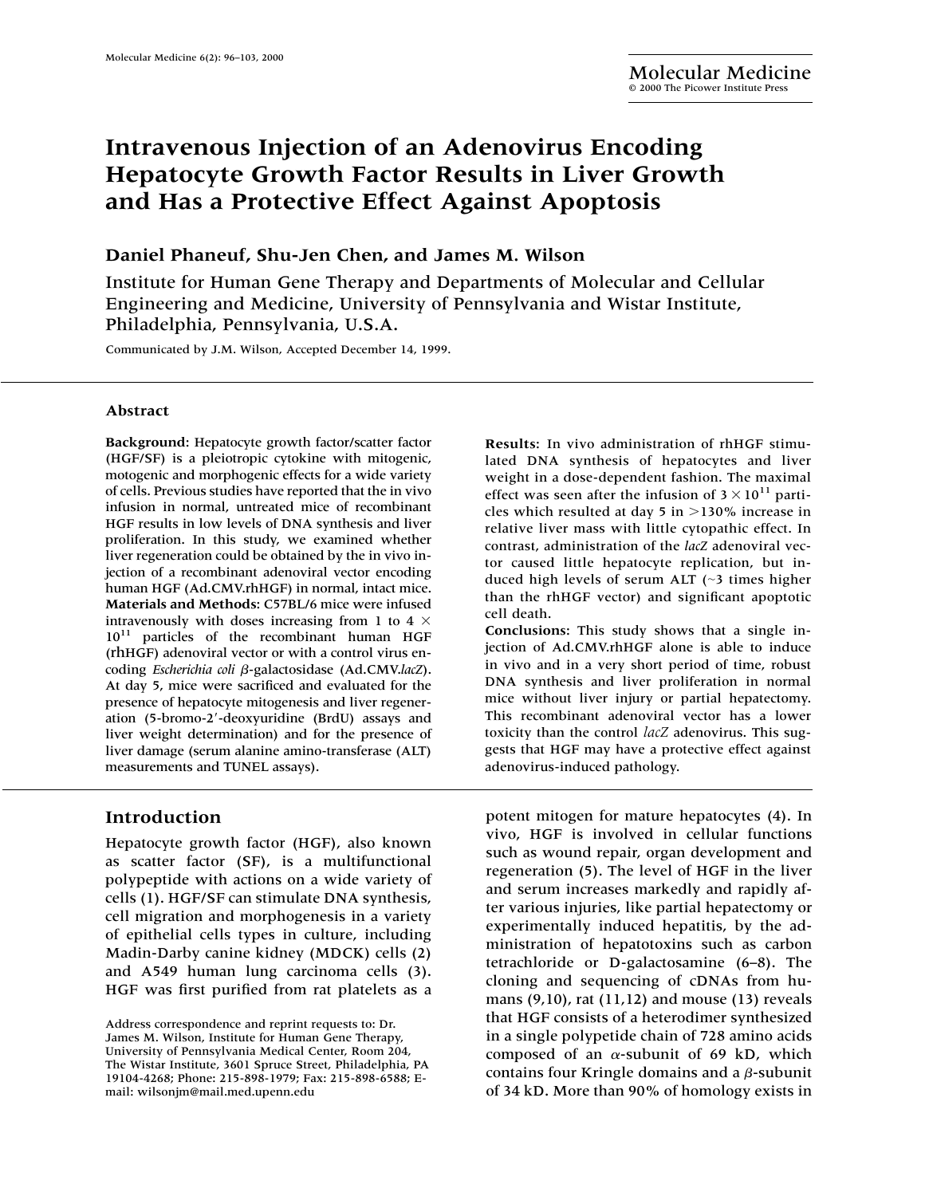# Intravenous Injection of an Adenovirus Encoding Hepatocyte Growth Factor Results in Liver Growth and Has a Protective Effect Against Apoptosis

**Daniel Phaneuf, Shu-Jen Chen, and James M. Wilson**

Institute for Human Gene Therapy and Departments of Molecular and Cellular Engineering and Medicine, University of Pennsylvania and Wistar Institute, Philadelphia, Pennsylvania, U.S.A.

Communicated by J.M. Wilson, Accepted December 14, 1999.

### Abstract

**Background**: Hepatocyte growth factor/scatter factor (HGF/SF) is a pleiotropic cytokine with mitogenic, motogenic and morphogenic effects for a wide variety of cells. Previous studies have reported that the in vivo infusion in normal, untreated mice of recombinant HGF results in low levels of DNA synthesis and liver proliferation. In this study, we examined whether liver regeneration could be obtained by the in vivo injection of a recombinant adenoviral vector encoding human HGF (Ad.CMV.rhHGF) in normal, intact mice.

**Materials and Methods**: C57BL/6 mice were infused intravenously with doses increasing from 1 to 4 $\times 10^{11}$ particles of the recombinant human HGF (rhHGF) adenoviral vector or with a control virus encoding *Escherichia coli* $\beta$-galactosidase (Ad.CMV.*lacZ*). At day 5, mice were sacrificed and evaluated for the presence of hepatocyte mitogenesis and liver regeneration (5-bromo-2′-deoxyuridine (BrdU) assays and liver weight determination) and for the presence of liver damage (serum alanine amino-transferase (ALT) measurements and TUNEL assays).

**Results:** In vivo administration of rhHGF stimulated DNA synthesis of hepatocytes and liver weight in a dose-dependent fashion. The maximal effect was seen after the infusion of $3 \times 10^{11}$ particles which resulted at day 5 in >130% increase in relative liver mass with little cytopathic effect. In contrast, administration of the *lacZ* adenoviral vector caused little hepatocyte replication, but induced high levels of serum ALT (~3 times higher than the rhHGF vector) and significant apoptotic cell death.

**Conclusions:** This study shows that a single injection of Ad.CMV.rhHGF alone is able to induce in vivo and in a very short period of time, robust DNA synthesis and liver proliferation in normal mice without liver injury or partial hepatectomy. This recombinant adenoviral vector has a lower toxicity than the control *lacZ* adenovirus. This suggests that HGF may have a protective effect against adenovirus-induced pathology.

## Introduction

Hepatocyte growth factor (HGF), also known as scatter factor (SF), is a multifunctional polypeptide with actions on a wide variety of cells (1). HGF/SF can stimulate DNA synthesis, cell migration and morphogenesis in a variety of epithelial cells types in culture, including Madin-Darby canine kidney (MDCK) cells (2) and A549 human lung carcinoma cells (3). HGF was first purified from rat platelets as a potent mitogen for mature hepatocytes (4). In vivo, HGF is involved in cellular functions such as wound repair, organ development and regeneration (5). The level of HGF in the liver and serum increases markedly and rapidly after various injuries, like partial hepatectomy or experimentally induced hepatitis, by the administration of hepatotoxins such as carbon tetrachloride or D-galactosamine (6–8). The cloning and sequencing of cDNAs from humans (9,10), rat (11,12) and mouse (13) reveals that HGF consists of a heterodimer synthesized in a single polypetide chain of 728 amino acids composed of an $\alpha$-subunit of 69 kD, which contains four Kringle domains and a $\beta$-subunit of 34 kD. More than 90% of homology exists in

Address correspondence and reprint requests to: Dr. James M. Wilson, Institute for Human Gene Therapy, University of Pennsylvania Medical Center, Room 204, The Wistar Institute, 3601 Spruce Street, Philadelphia, PA 19104-4268; Phone: 215-898-1979; Fax: 215-898-6588; E-mail: wilsonjm@mail.med.upenn.edu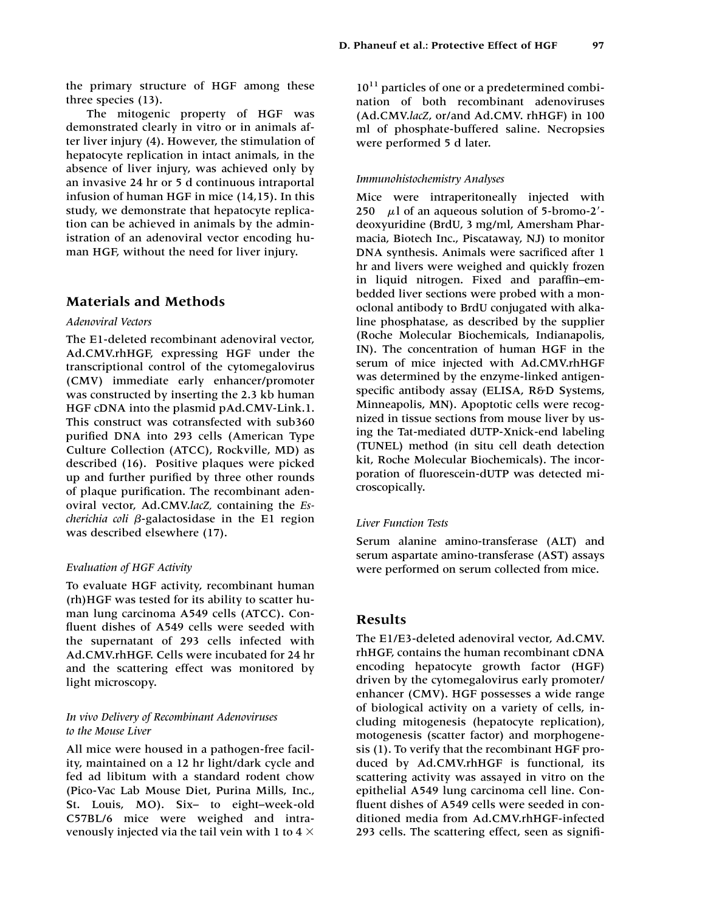the primary structure of HGF among these three species (13).

The mitogenic property of HGF was demonstrated clearly in vitro or in animals after liver injury (4). However, the stimulation of hepatocyte replication in intact animals, in the absence of liver injury, was achieved only by an invasive 24 hr or 5 d continuous intraportal infusion of human HGF in mice (14,15). In this study, we demonstrate that hepatocyte replication can be achieved in animals by the administration of an adenoviral vector encoding human HGF, without the need for liver injury.

## Materials and Methods

### *Adenoviral Vectors*

The E1-deleted recombinant adenoviral vector, Ad.CMV.rhHGF, expressing HGF under the transcriptional control of the cytomegalovirus (CMV) immediate early enhancer/promoter was constructed by inserting the 2.3 kb human HGF cDNA into the plasmid pAd.CMV-Link.1. This construct was cotransfected with sub360 purified DNA into 293 cells (American Type Culture Collection (ATCC), Rockville, MD) as described (16). Positive plaques were picked up and further purified by three other rounds of plaque purification. The recombinant adenoviral vector, Ad.CMV.*lacZ,* containing the *Escherichia coli* $\beta$-galactosidase in the E1 region was described elsewhere (17).

### *Evaluation of HGF Activity*

To evaluate HGF activity, recombinant human (rh)HGF was tested for its ability to scatter human lung carcinoma A549 cells (ATCC). Confluent dishes of A549 cells were seeded with the supernatant of 293 cells infected with Ad.CMV.rhHGF. Cells were incubated for 24 hr and the scattering effect was monitored by light microscopy.

### *In vivo Delivery of Recombinant Adenoviruses to the Mouse Liver*

All mice were housed in a pathogen-free facility, maintained on a 12 hr light/dark cycle and fed ad libitum with a standard rodent chow (Pico-Vac Lab Mouse Diet, Purina Mills, Inc., St. Louis, MO). Six– to eight–week-old C57BL/6 mice were weighed and intravenously injected via the tail vein with 1 to 4 $\times$ $10^{11}$ particles of one or a predetermined combination of both recombinant adenoviruses (Ad.CMV.*lacZ*, or/and Ad.CMV. rhHGF) in 100 ml of phosphate-buffered saline. Necropsies were performed 5 d later.

### *Immunohistochemistry Analyses*

Mice were intraperitoneally injected with 250 $\mu$l of an aqueous solution of 5-bromo-2′-deoxyuridine (BrdU, 3 mg/ml, Amersham Pharmacia, Biotech Inc., Piscataway, NJ) to monitor DNA synthesis. Animals were sacrificed after 1 hr and livers were weighed and quickly frozen in liquid nitrogen. Fixed and paraffin–embedded liver sections were probed with a monoclonal antibody to BrdU conjugated with alkaline phosphatase, as described by the supplier (Roche Molecular Biochemicals, Indianapolis, IN). The concentration of human HGF in the serum of mice injected with Ad.CMV.rhHGF was determined by the enzyme-linked antigen-specific antibody assay (ELISA, R&D Systems, Minneapolis, MN). Apoptotic cells were recognized in tissue sections from mouse liver by using the Tat-mediated dUTP-Xnick-end labeling (TUNEL) method (in situ cell death detection kit, Roche Molecular Biochemicals). The incorporation of fluorescein-dUTP was detected microscopically.

### *Liver Function Tests*

Serum alanine amino-transferase (ALT) and serum aspartate amino-transferase (AST) assays were performed on serum collected from mice.

## Results

The E1/E3-deleted adenoviral vector, Ad.CMV. rhHGF, contains the human recombinant cDNA encoding hepatocyte growth factor (HGF) driven by the cytomegalovirus early promoter/enhancer (CMV). HGF possesses a wide range of biological activity on a variety of cells, including mitogenesis (hepatocyte replication), motogenesis (scatter factor) and morphogenesis (1). To verify that the recombinant HGF produced by Ad.CMV.rhHGF is functional, its scattering activity was assayed in vitro on the epithelial A549 lung carcinoma cell line. Confluent dishes of A549 cells were seeded in conditioned media from Ad.CMV.rhHGF-infected 293 cells. The scattering effect, seen as signifi-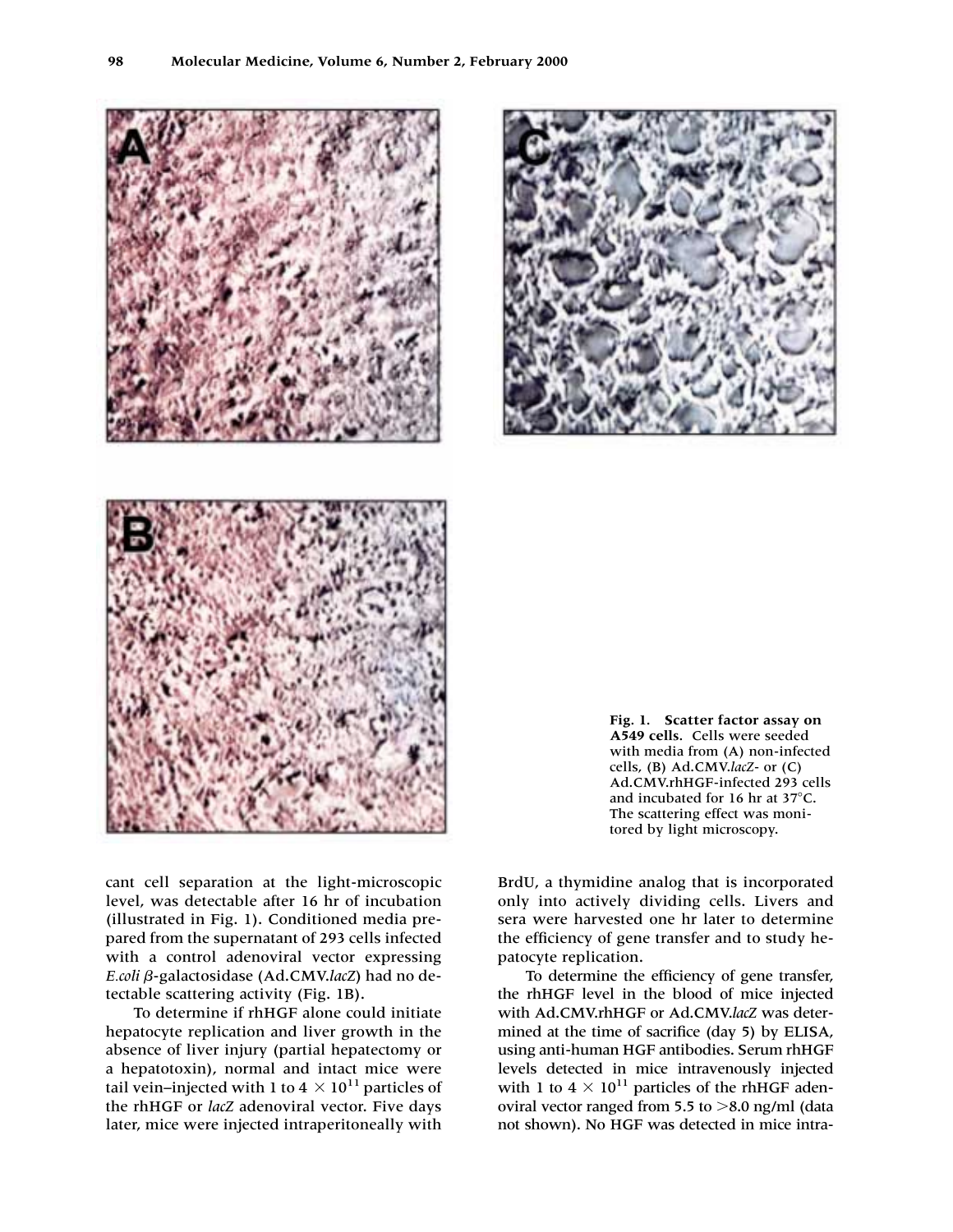Fig. 1. **Scatter factor assay on A549 cells.** Cells were seeded with media from (A) non-infected cells, (B) Ad.CMV.*lacZ*- or (C) Ad.CMV.rhHGF-infected 293 cells and incubated for 16 hr at 37°C. The scattering effect was monitored by light microscopy.

cant cell separation at the light-microscopic level, was detectable after 16 hr of incubation (illustrated in Fig. 1). Conditioned media prepared from the supernatant of 293 cells infected with a control adenoviral vector expressing *E.coli* β-galactosidase (Ad.CMV.*lacZ*) had no detectable scattering activity (Fig. 1B).

To determine if rhHGF alone could initiate hepatocyte replication and liver growth in the absence of liver injury (partial hepatectomy or a hepatotoxin), normal and intact mice were tail vein–injected with 1 to 4 $\times 10^{11}$ particles of the rhHGF or *lacZ* adenoviral vector. Five days later, mice were injected intraperitoneally with BrdU, a thymidine analog that is incorporated only into actively dividing cells. Livers and sera were harvested one hr later to determine the efficiency of gene transfer and to study hepatocyte replication.

To determine the efficiency of gene transfer, the rhHGF level in the blood of mice injected with Ad.CMV.rhHGF or Ad.CMV.*lacZ* was determined at the time of sacrifice (day 5) by ELISA, using anti-human HGF antibodies. Serum rhHGF levels detected in mice intravenously injected with 1 to 4 $\times 10^{11}$ particles of the rhHGF adenoviral vector ranged from 5.5 to >8.0 ng/ml (data not shown). No HGF was detected in mice intra-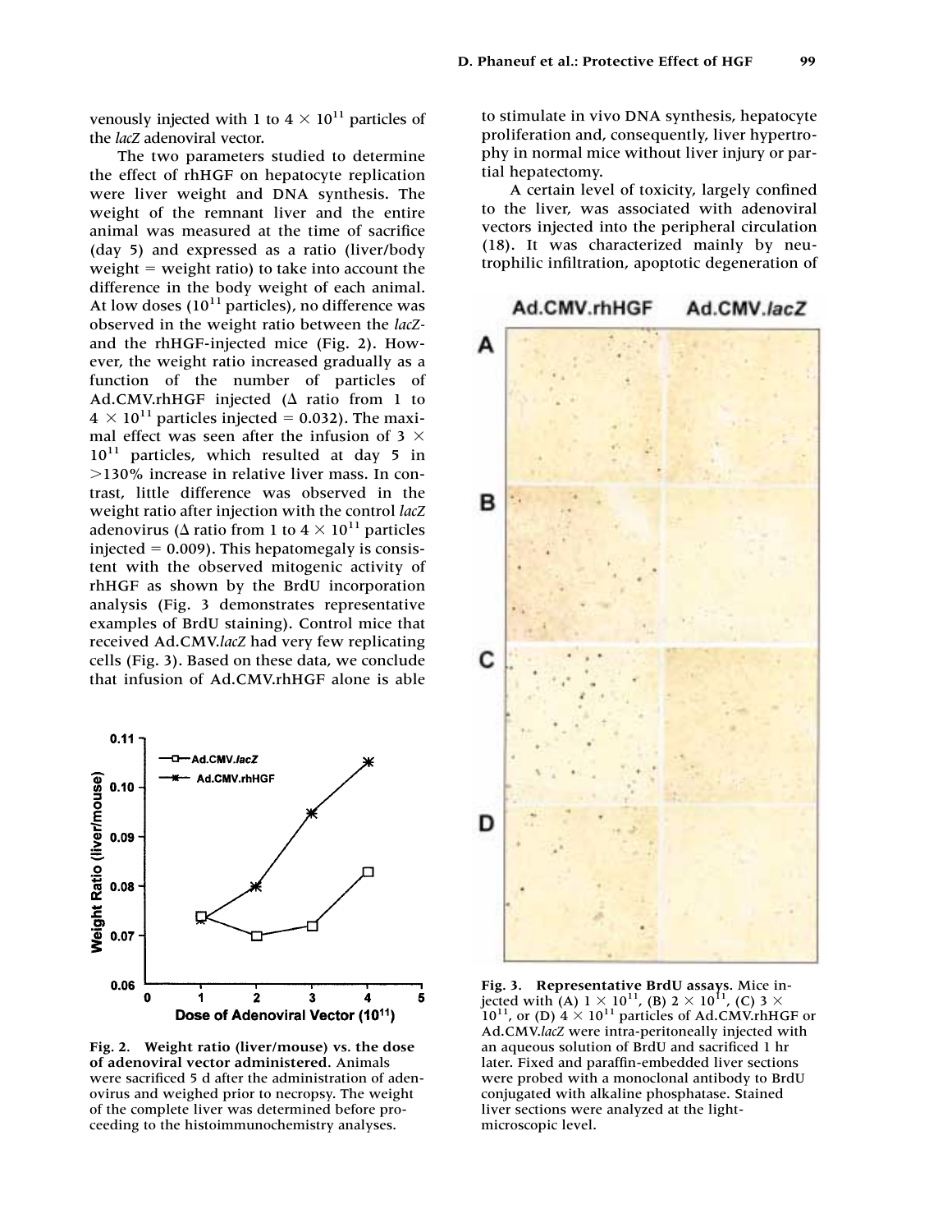venously injected with 1 to $4 \times 10^{11}$ particles of the *lacZ* adenoviral vector.

The two parameters studied to determine the effect of rhHGF on hepatocyte replication were liver weight and DNA synthesis. The weight of the entire remnant liver and the entire animal was measured at the time of sacrifice (day 5) and expressed as a ratio (liver/body weight = weight ratio) to take into account the difference in the body weight of each animal. At low doses ($10^{11}$ particles), no difference was observed in the weight ratio between the *lacZ*- and the rhHGF-injected mice (Fig. 2). However, the weight ratio increased gradually as a function of the number of particles of Ad.CMV.rhHGF injected ($\Delta$ ratio from 1 to $4 \times 10^{11}$ particles injected = 0.032). The maximal effect was seen after the infusion of $3 \times 10^{11}$ particles, which resulted at day 5 in >130% increase in relative liver mass. In contrast, little difference was observed in the weight ratio after injection with the control *lacZ* adenovirus ($\Delta$ ratio from 1 to $4 \times 10^{11}$ particles injected = 0.009). This hepatomegaly is consistent with the observed mitogenic activity of rhHGF as shown by the BrdU incorporation analysis (Fig. 3 demonstrates representative examples of BrdU staining). Control mice that received Ad.CMV.*lacZ* had very few replicating cells (Fig. 3). Based on these data, we conclude that infusion of Ad.CMV.rhHGF alone is able to stimulate in vivo DNA synthesis, hepatocyte proliferation and, consequently, liver hypertrophy in normal mice without liver injury or partial hepatectomy.

A certain level of toxicity, largely confined to the liver, was associated with adenoviral vectors injected into the peripheral circulation (18). It was characterized mainly by neutrophilic infiltration, apoptotic degeneration of

**Fig. 2. Weight ratio (liver/mouse) vs. the dose of adenoviral vector administered.** Animals were sacrificed 5 d after the administration of adenovirus and weighed prior to necropsy. The weight of the complete liver was determined before proceeding to the histoimmunochemistry analyses.

**Fig. 3. Representative BrdU assays.** Mice injected with (A) $1 \times 10^{11}$, (B) $2 \times 10^{11}$, (C) $3 \times 10^{11}$, or (D) $4 \times 10^{11}$ particles of Ad.CMV.rhHGF or Ad.CMV.*lacZ* were intra-peritoneally injected with an aqueous solution of BrdU and sacrificed 1 hr later. Fixed and paraffin-embedded liver sections were probed with a monoclonal antibody to BrdU conjugated with alkaline phosphatase. Stained liver sections were analyzed at the light-microscopic level.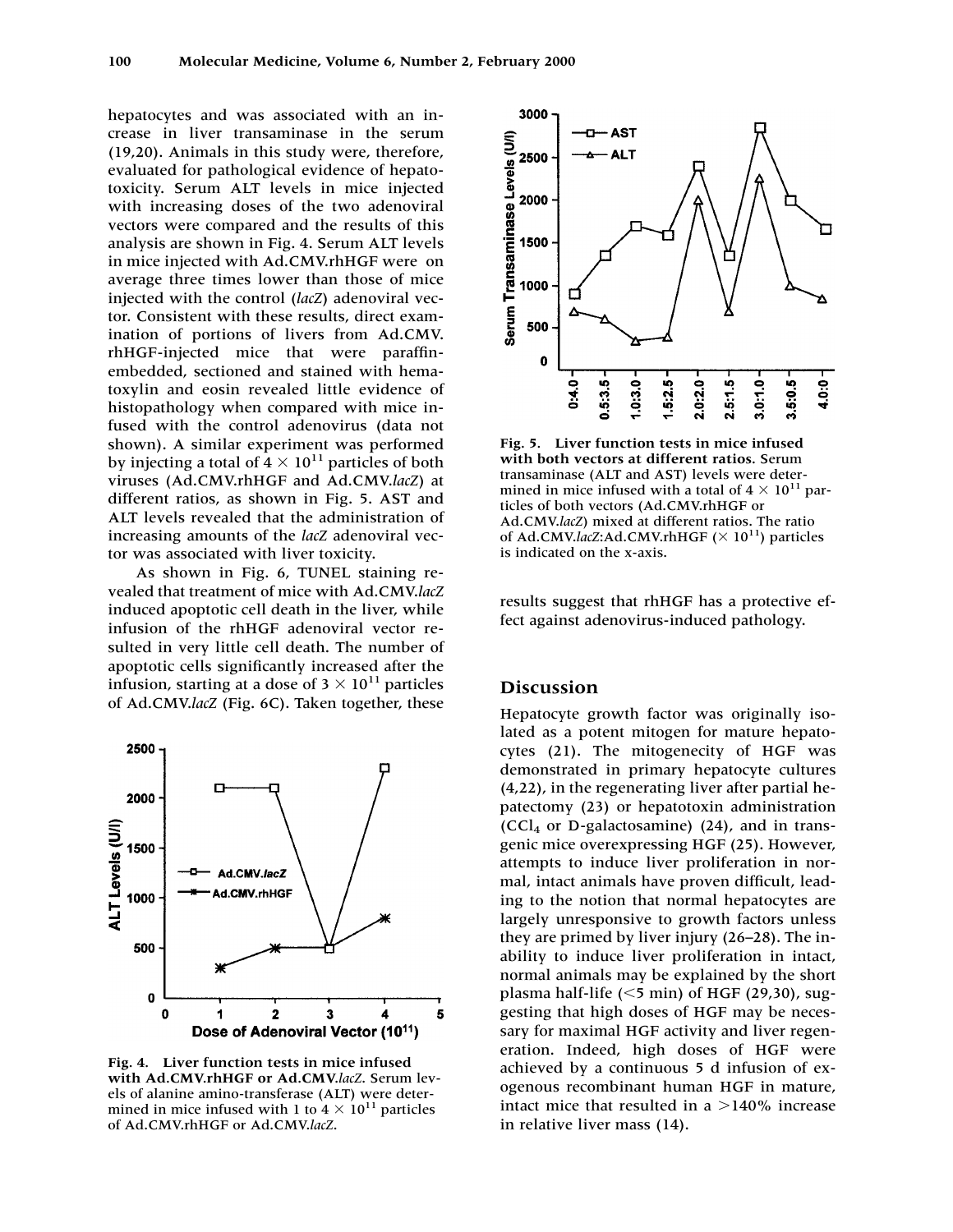hepatocytes and was associated with an increase in liver transaminase in the serum (19,20). Animals in this study were, therefore, evaluated for pathological evidence of hepatotoxicity. Serum ALT levels in mice injected with increasing doses of the two adenoviral vectors were compared and the results of this analysis are shown in Fig. 4. Serum ALT levels in mice injected with Ad.CMV.rhHGF were on average three times lower than those of mice injected with the control (*lacZ*) adenoviral vector. Consistent with these results, direct examination of portions of livers from Ad.CMV.rhHGF-injected mice that were paraffin-embedded, sectioned and stained with hematoxylin and eosin revealed little evidence of histopathology when compared with mice infused with the control adenovirus (data not shown). A similar experiment was performed by injecting a total of $4 \times 10^{11}$ particles of both viruses (Ad.CMV.rhHGF and Ad.CMV.*lacZ*) at different ratios, as shown in Fig. 5. AST and ALT levels revealed that the administration of increasing amounts of the *lacZ* adenoviral vector was associated with liver toxicity.

As shown in Fig. 6, TUNEL staining revealed that treatment of mice with Ad.CMV.*lacZ* induced apoptotic cell death in the liver, while infusion of the rhHGF adenoviral vector resulted in very little cell death. The number of apoptotic cells significantly increased after the infusion, starting at a dose of $3 \times 10^{11}$ particles of Ad.CMV.*lacZ* (Fig. 6C). Taken together, these results suggest that rhHGF has a protective effect against adenovirus-induced pathology.

**Fig. 4. Liver function tests in mice infused with Ad.CMV.rhHGF or Ad.CMV.*lacZ*.** Serum levels of alanine amino-transferase (ALT) were determined in mice infused with 1 to $4 \times 10^{11}$ particles of Ad.CMV.rhHGF or Ad.CMV.*lacZ*.

**Fig. 5. Liver function tests in mice infused with both vectors at different ratios.** Serum transaminase (ALT and AST) levels were determined in mice infused with a total of $4 \times 10^{11}$ particles of both vectors (Ad.CMV.rhHGF or Ad.CMV.*lacZ*) mixed at different ratios. The ratio of Ad.CMV.*lacZ*:Ad.CMV.rhHGF ($\times 10^{11}$) particles is indicated on the x-axis.

## Discussion

Hepatocyte growth factor was originally isolated as a potent mitogen for mature hepatocytes (21). The mitogenecity of HGF was demonstrated in primary hepatocyte cultures (4,22), in the regenerating liver after partial hepatectomy (23) or hepatotoxin administration ($CCl_4$ or D-galactosamine) (24), and in transgenic mice overexpressing HGF (25). However, attempts to induce liver proliferation in normal, intact animals have proven difficult, leading to the notion that normal hepatocytes are largely unresponsive to growth factors unless they are primed by liver injury (26–28). The inability to induce liver proliferation in intact, normal animals may be explained by the short plasma half-life (<5 min) of HGF (29,30), suggesting that high doses of HGF may be necessary for maximal HGF activity and liver regeneration. Indeed, high doses of HGF were achieved by a continuous 5 d infusion of exogenous recombinant human HGF in mature, intact mice that resulted in a >140% increase in relative liver mass (14).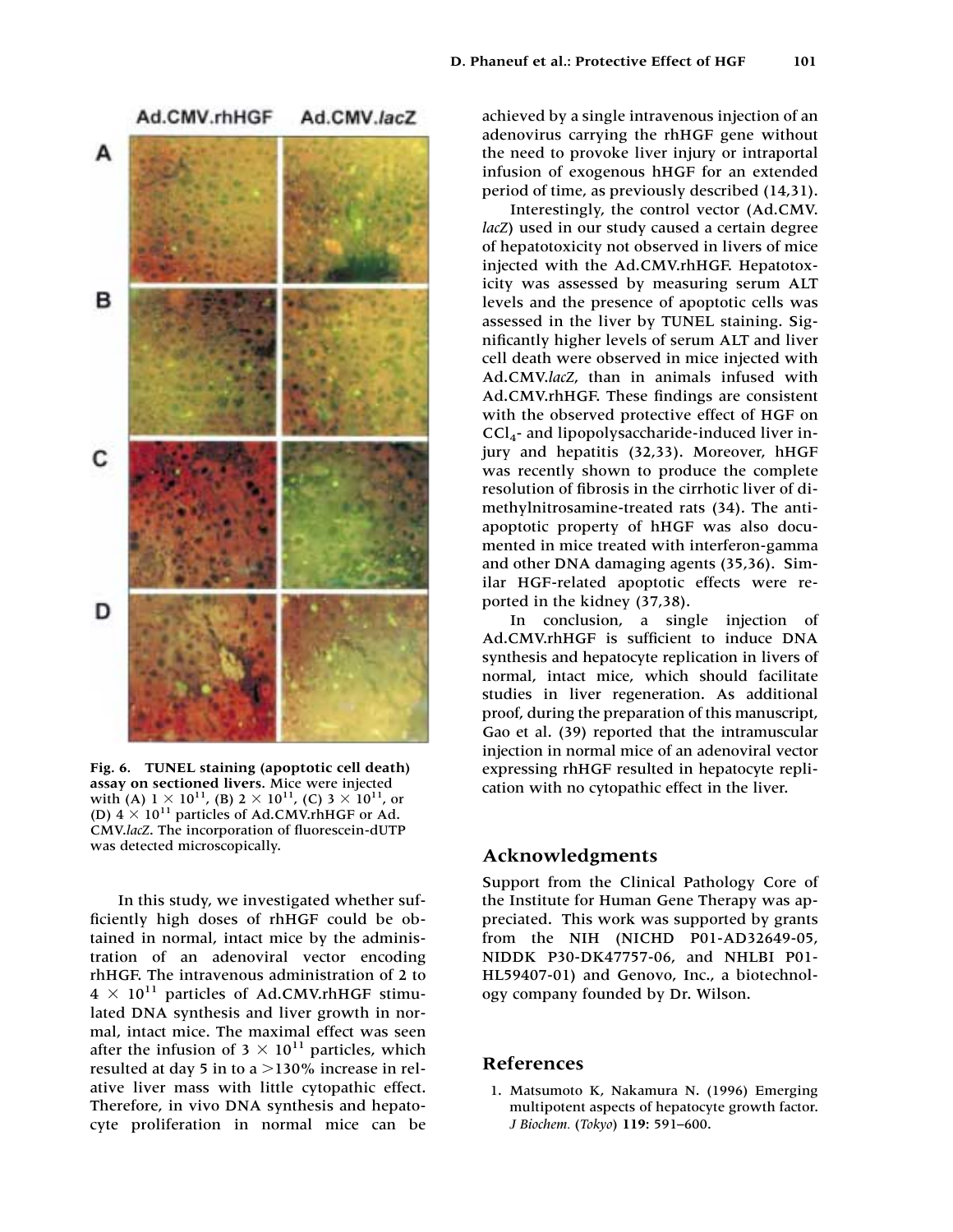Fig. 6. **TUNEL staining (apoptotic cell death) assay on sectioned livers.** Mice were injected with (A) $1 \times 10^{11}$, (B) $2 \times 10^{11}$, (C) $3 \times 10^{11}$, or (D) $4 \times 10^{11}$ particles of Ad.CMV.rhHGF or Ad. CMV.*lacZ*. The incorporation of fluorescein-dUTP was detected microscopically.

In this study, we investigated whether sufficiently high doses of rhHGF could be obtained in normal, intact mice by the administration of an adenoviral vector encoding rhHGF. The intravenous administration of 2 to $4 \times 10^{11}$ particles of Ad.CMV.rhHGF stimulated DNA synthesis and liver growth in normal, intact mice. The maximal effect was seen after the infusion of $3 \times 10^{11}$ particles, which resulted at day 5 in to a >130% increase in relative liver mass with little cytopathic effect. Therefore, in vivo DNA synthesis and hepatocyte proliferation in normal mice can be achieved by a single intravenous injection of an adenovirus carrying the rhHGF gene without the need to provoke liver injury or intraportal infusion of exogenous hHGF for an extended period of time, as previously described (14,31).

Interestingly, the control vector (Ad.CMV. *lacZ*) used in our study caused a certain degree of hepatotoxicity not observed in livers of mice injected with the Ad.CMV.rhHGF. Hepatotoxicity was assessed by measuring serum ALT levels and the presence of apoptotic cells was assessed in the liver by TUNEL staining. Significantly higher levels of serum ALT and liver cell death were observed in mice injected with Ad.CMV.*lacZ*, than in animals infused with Ad.CMV.rhHGF. These findings are consistent with the observed protective effect of HGF on $CCl_4$- and lipopolysaccharide-induced liver injury and hepatitis (32,33). Moreover, hHGF was recently shown to produce the complete resolution of fibrosis in the cirrhotic liver of dimethylnitrosamine-treated rats (34). The anti-apoptotic property of hHGF was also documented in mice treated with interferon-gamma and other DNA damaging agents (35,36). Similar HGF-related apoptotic effects were reported in the kidney (37,38).

In conclusion, a single injection of Ad.CMV.rhHGF is sufficient to induce DNA synthesis and hepatocyte replication in livers of normal, intact mice, which should facilitate studies in liver regeneration. As additional proof, during the preparation of this manuscript, Gao et al. (39) reported that the intramuscular injection in normal mice of an adenoviral vector expressing rhHGF resulted in hepatocyte replication with no cytopathic effect in the liver.

## Acknowledgments

Support from the Clinical Pathology Core of the Institute for Human Gene Therapy was appreciated. This work was supported by grants from the NIH (NICHD P01-AD32649-05, NIDDK P30-DK47757-06, and NHLBI P01-HL59407-01) and Genovo, Inc., a biotechnology company founded by Dr. Wilson.

## References

1. Matsumoto K, Nakamura N. (1996) Emerging multipotent aspects of hepatocyte growth factor. *J Biochem.* (*Tokyo*) **119:** 591–600.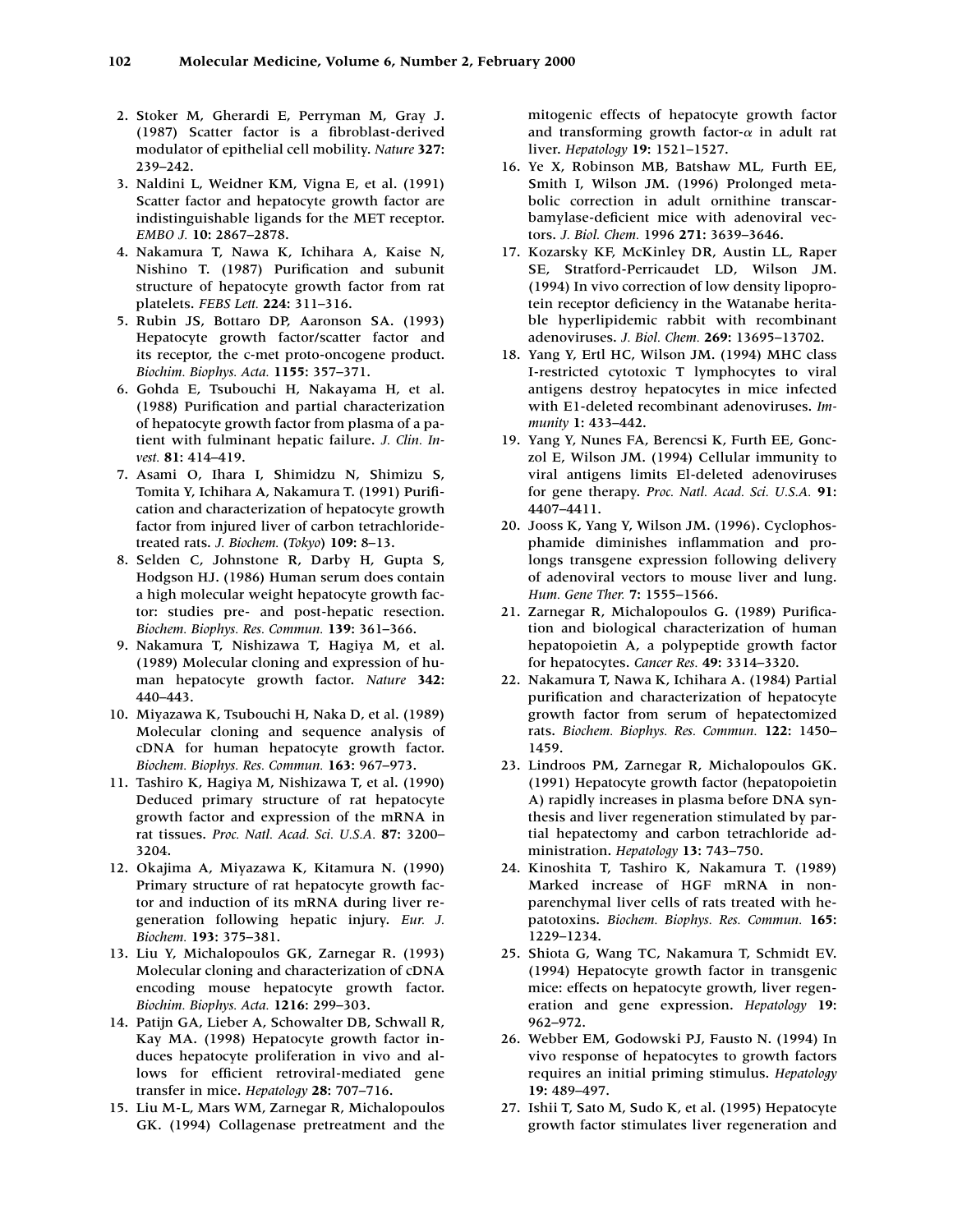2. Stoker M, Gherardi E, Perryman M, Gray J. (1987) Scatter factor is a fibroblast-derived modulator of epithelial cell mobility. *Nature* **327:** 239–242.
3. Naldini L, Weidner KM, Vigna E, et al. (1991) Scatter factor and hepatocyte growth factor are indistinguishable ligands for the MET receptor. *EMBO J.* **10:** 2867–2878.
4. Nakamura T, Nawa K, Ichihara A, Kaise N, Nishino T. (1987) Purification and subunit structure of hepatocyte growth factor from rat platelets. *FEBS Lett.* **224:** 311–316.
5. Rubin JS, Bottaro DP, Aaronson SA. (1993) Hepatocyte growth factor/scatter factor and its receptor, the c-met proto-oncogene product. *Biochim. Biophys. Acta.* **1155:** 357–371.
6. Gohda E, Tsubouchi H, Nakayama H, et al. (1988) Purification and partial characterization of hepatocyte growth factor from plasma of a patient with fulminant hepatic failure. *J. Clin. Invest.* **81:** 414–419.
7. Asami O, Ihara I, Shimidzu N, Shimizu S, Tomita Y, Ichihara A, Nakamura T. (1991) Purification and characterization of hepatocyte growth factor from injured liver of carbon tetrachloride-treated rats. *J. Biochem.* (*Tokyo*) **109:** 8–13.
8. Selden C, Johnstone R, Darby H, Gupta S, Hodgson HJ. (1986) Human serum does contain a high molecular weight hepatocyte growth factor: studies pre- and post-hepatic resection. *Biochem. Biophys. Res. Commun.* **139:** 361–366.
9. Nakamura T, Nishizawa T, Hagiya M, et al. (1989) Molecular cloning and expression of human hepatocyte growth factor. *Nature* **342:** 440–443.
10. Miyazawa K, Tsubouchi H, Naka D, et al. (1989) Molecular cloning and sequence analysis of cDNA for human hepatocyte growth factor. *Biochem. Biophys. Res. Commun.* **163:** 967–973.
11. Tashiro K, Hagiya M, Nishizawa T, et al. (1990) Deduced primary structure of rat hepatocyte growth factor and expression of the mRNA in rat tissues. *Proc. Natl. Acad. Sci. U.S.A.* **87:** 3200–3204.
12. Okajima A, Miyazawa K, Kitamura N. (1990) Primary structure of rat hepatocyte growth factor and induction of its mRNA during liver regeneration following hepatic injury. *Eur. J. Biochem.* **193:** 375–381.
13. Liu Y, Michalopoulos GK, Zarnegar R. (1993) Molecular cloning and characterization of cDNA encoding mouse hepatocyte growth factor. *Biochim. Biophys. Acta.* **1216:** 299–303.
14. Patijn GA, Lieber A, Schowalter DB, Schwall R, Kay MA. (1998) Hepatocyte growth factor induces hepatocyte proliferation in vivo and allows for efficient retroviral-mediated gene transfer in mice. *Hepatology* **28:** 707–716.
15. Liu M-L, Mars WM, Zarnegar R, Michalopoulos GK. (1994) Collagenase pretreatment and the mitogenic effects of hepatocyte growth factor and transforming growth factor-$\alpha$ in adult rat liver. *Hepatology* **19:** 1521–1527.
16. Ye X, Robinson MB, Batshaw ML, Furth EE, Smith I, Wilson JM. (1996) Prolonged metabolic correction in adult ornithine transcarbamylase-deficient mice with adenoviral vectors. *J. Biol. Chem.* 1996 **271:** 3639–3646.
17. Kozarsky KF, McKinley DR, Austin LL, Raper SE, Stratford-Perricaudet LD, Wilson JM. (1994) In vivo correction of low density lipoprotein receptor deficiency in the Watanabe heritable hyperlipidemic rabbit with recombinant adenoviruses. *J. Biol. Chem.* **269:** 13695–13702.
18. Yang Y, Ertl HC, Wilson JM. (1994) MHC class I-restricted cytotoxic T lymphocytes to viral antigens destroy hepatocytes in mice infected with E1-deleted recombinant adenoviruses. *Immunity* **1:** 433–442.
19. Yang Y, Nunes FA, Berencsi K, Furth EE, Gonczol E, Wilson JM. (1994) Cellular immunity to viral antigens limits El-deleted adenoviruses for gene therapy. *Proc. Natl. Acad. Sci. U.S.A.* **91:** 4407–4411.
20. Jooss K, Yang Y, Wilson JM. (1996). Cyclophosphamide diminishes inflammation and prolongs transgene expression following delivery of adenoviral vectors to mouse liver and lung. *Hum. Gene Ther.* **7:** 1555–1566.
21. Zarnegar R, Michalopoulos G. (1989) Purification and biological characterization of human hepatopoietin A, a polypeptide growth factor for hepatocytes. *Cancer Res.* **49:** 3314–3320.
22. Nakamura T, Nawa K, Ichihara A. (1984) Partial purification and characterization of hepatocyte growth factor from serum of hepatectomized rats. *Biochem. Biophys. Res. Commun.* **122:** 1450–1459.
23. Lindroos PM, Zarnegar R, Michalopoulos GK. (1991) Hepatocyte growth factor (hepatopoietin A) rapidly increases in plasma before DNA synthesis and liver regeneration stimulated by partial hepatectomy and carbon tetrachloride administration. *Hepatology* **13:** 743–750.
24. Kinoshita T, Tashiro K, Nakamura T. (1989) Marked increase of HGF mRNA in nonparenchymal liver cells of rats treated with hepatotoxins. *Biochem. Biophys. Res. Commun.* **165:** 1229–1234.
25. Shiota G, Wang TC, Nakamura T, Schmidt EV. (1994) Hepatocyte growth factor in transgenic mice: effects on hepatocyte growth, liver regeneration and gene expression. *Hepatology* **19:** 962–972.
26. Webber EM, Godowski PJ, Fausto N. (1994) In vivo response of hepatocytes to growth factors requires an initial priming stimulus. *Hepatology* **19:** 489–497.
27. Ishii T, Sato M, Sudo K, et al. (1995) Hepatocyte growth factor stimulates liver regeneration and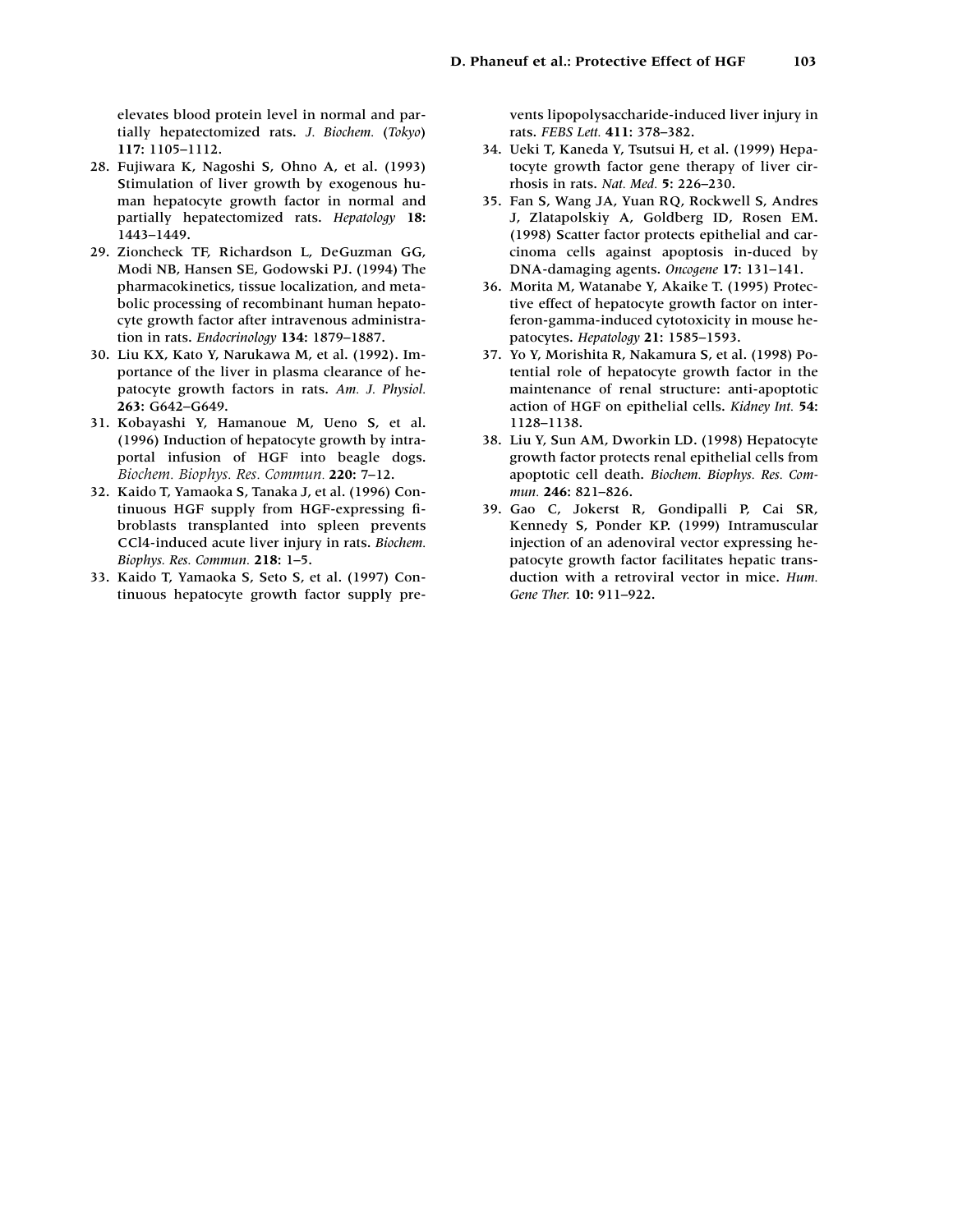elevates blood protein level in normal and partially hepatectomized rats. *J. Biochem.* (*Tokyo*) **117:** 1105–1112.

28. Fujiwara K, Nagoshi S, Ohno A, et al. (1993) Stimulation of liver growth by exogenous human hepatocyte growth factor in normal and partially hepatectomized rats. *Hepatology* **18:** 1443–1449.
29. Zioncheck TF, Richardson L, DeGuzman GG, Modi NB, Hansen SE, Godowski PJ. (1994) The pharmacokinetics, tissue localization, and metabolic processing of recombinant human hepatocyte growth factor after intravenous administration in rats. *Endocrinology* **134:** 1879–1887.
30. Liu KX, Kato Y, Narukawa M, et al. (1992). Importance of the liver in plasma clearance of hepatocyte growth factors in rats. *Am. J. Physiol.* **263:** G642–G649.
31. Kobayashi Y, Hamanoue M, Ueno S, et al. (1996) Induction of hepatocyte growth by intraportal infusion of HGF into beagle dogs. *Biochem. Biophys. Res. Commun.* **220:** 7–12.
32. Kaido T, Yamaoka S, Tanaka J, et al. (1996) Continuous HGF supply from HGF-expressing fibroblasts transplanted into spleen prevents CCl4-induced acute liver injury in rats. *Biochem. Biophys. Res. Commun.* **218:** 1–5.
33. Kaido T, Yamaoka S, Seto S, et al. (1997) Continuous hepatocyte growth factor supply prevents lipopolysaccharide-induced liver injury in rats. *FEBS Lett.* **411:** 378–382.
34. Ueki T, Kaneda Y, Tsutsui H, et al. (1999) Hepatocyte growth factor gene therapy of liver cirrhosis in rats. *Nat. Med.* **5:** 226–230.
35. Fan S, Wang JA, Yuan RQ, Rockwell S, Andres J, Zlatapolskiy A, Goldberg ID, Rosen EM. (1998) Scatter factor protects epithelial and carcinoma cells against apoptosis in-duced by DNA-damaging agents. *Oncogene* **17:** 131–141.
36. Morita M, Watanabe Y, Akaike T. (1995) Protective effect of hepatocyte growth factor on interferon-gamma-induced cytotoxicity in mouse hepatocytes. *Hepatology* **21:** 1585–1593.
37. Yo Y, Morishita R, Nakamura S, et al. (1998) Potential role of hepatocyte growth factor in the maintenance of renal structure: anti-apoptotic action of HGF on epithelial cells. *Kidney Int.* **54:** 1128–1138.
38. Liu Y, Sun AM, Dworkin LD. (1998) Hepatocyte growth factor protects renal epithelial cells from apoptotic cell death. *Biochem. Biophys. Res. Commun.* **246:** 821–826.
39. Gao C, Jokerst R, Gondipalli P, Cai SR, Kennedy S, Ponder KP. (1999) Intramuscular injection of an adenoviral vector expressing hepatocyte growth factor facilitates hepatic transduction with a retroviral vector in mice. *Hum. Gene Ther.* **10:** 911–922.